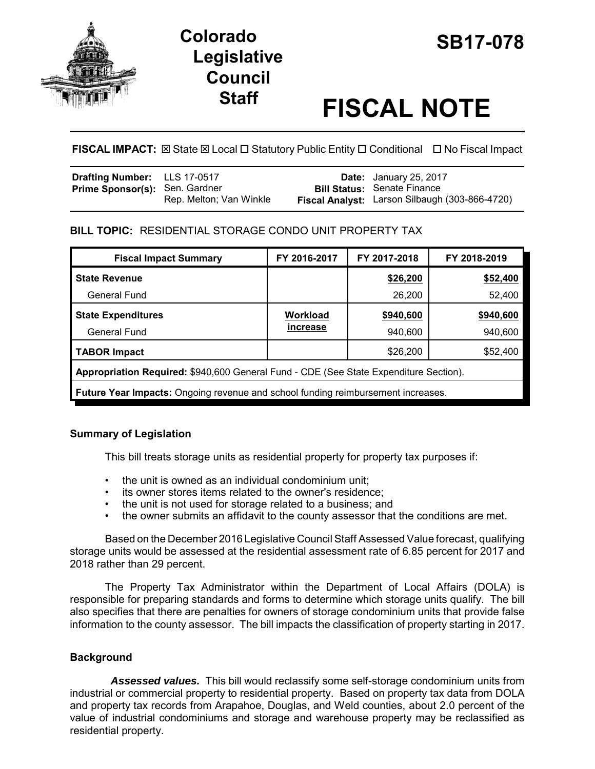# Colorado Legislative Council Staff

# SB17-078

# FISCAL NOTE

**FISCAL IMPACT:** ☒ State ☒ Local ☐ Statutory Public Entity ☐ Conditional ☐ No Fiscal Impact

| | | | |
|---|---|---|---|
| **Drafting Number:** | LLS 17-0517 | **Date:** | January 25, 2017 |
| **Prime Sponsor(s):** | Sen. Gardner<br>Rep. Melton; Van Winkle | **Bill Status:** | Senate Finance |
| | | **Fiscal Analyst:** | Larson Silbaugh (303-866-4720) |

**BILL TOPIC:** RESIDENTIAL STORAGE CONDO UNIT PROPERTY TAX

| Fiscal Impact Summary | FY 2016-2017 | FY 2017-2018 | FY 2018-2019 |
|---|---|---|---|
| **State Revenue** | | **$26,200** | **$52,400** |
| General Fund | | 26,200 | 52,400 |
| **State Expenditures** | **Workload increase** | **$940,600** | **$940,600** |
| General Fund | | 940,600 | 940,600 |
| **TABOR Impact** | | $26,200 | $52,400 |
| **Appropriation Required:** $940,600 General Fund - CDE (See State Expenditure Section). | | | |
| **Future Year Impacts:** Ongoing revenue and school funding reimbursement increases. | | | |

## Summary of Legislation

This bill treats storage units as residential property for property tax purposes if:

- the unit is owned as an individual condominium unit;
- its owner stores items related to the owner's residence;
- the unit is not used for storage related to a business; and
- the owner submits an affidavit to the county assessor that the conditions are met.

Based on the December 2016 Legislative Council Staff Assessed Value forecast, qualifying storage units would be assessed at the residential assessment rate of 6.85 percent for 2017 and 2018 rather than 29 percent.

The Property Tax Administrator within the Department of Local Affairs (DOLA) is responsible for preparing standards and forms to determine which storage units qualify. The bill also specifies that there are penalties for owners of storage condominium units that provide false information to the county assessor. The bill impacts the classification of property starting in 2017.

## Background

***Assessed values.*** This bill would reclassify some self-storage condominium units from industrial or commercial property to residential property. Based on property tax data from DOLA and property tax records from Arapahoe, Douglas, and Weld counties, about 2.0 percent of the value of industrial condominiums and storage and warehouse property may be reclassified as residential property.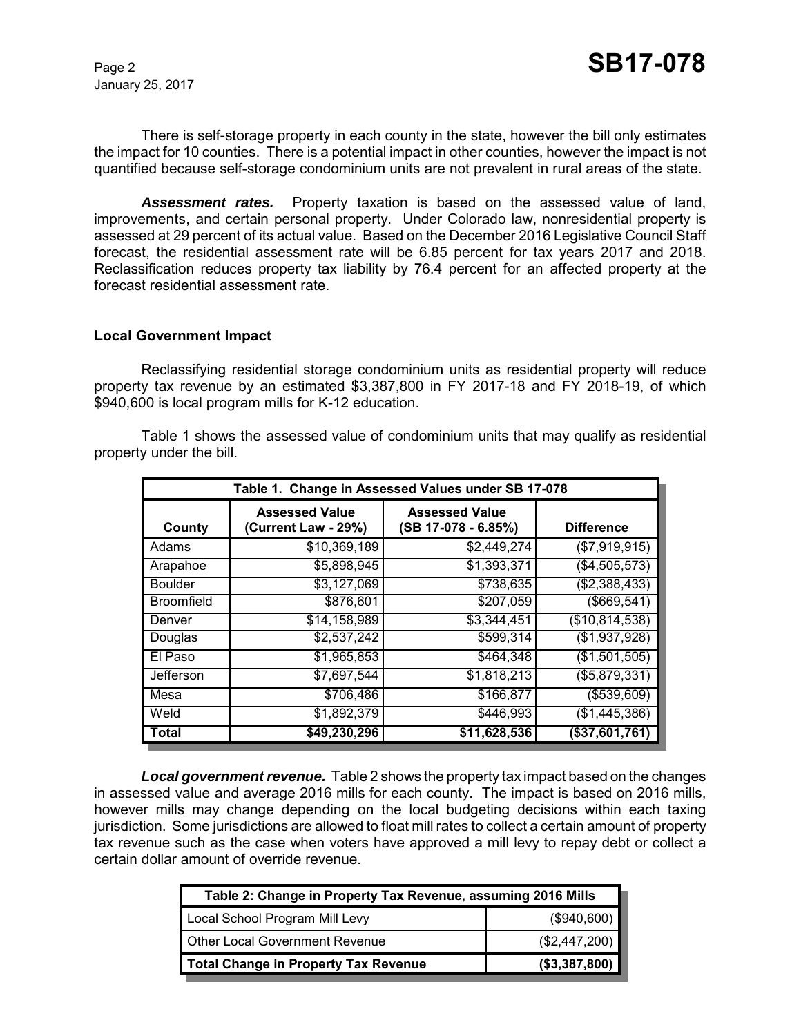There is self-storage property in each county in the state, however the bill only estimates the impact for 10 counties. There is a potential impact in other counties, however the impact is not quantified because self-storage condominium units are not prevalent in rural areas of the state.

***Assessment rates.*** Property taxation is based on the assessed value of land, improvements, and certain personal property. Under Colorado law, nonresidential property is assessed at 29 percent of its actual value. Based on the December 2016 Legislative Council Staff forecast, the residential assessment rate will be 6.85 percent for tax years 2017 and 2018. Reclassification reduces property tax liability by 76.4 percent for an affected property at the forecast residential assessment rate.

**Local Government Impact**

Reclassifying residential storage condominium units as residential property will reduce property tax revenue by an estimated $3,387,800 in FY 2017-18 and FY 2018-19, of which $940,600 is local program mills for K-12 education.

Table 1 shows the assessed value of condominium units that may qualify as residential property under the bill.

| Table 1. Change in Assessed Values under SB 17-078 | | | |
|---|---|---|---|
| **County** | **Assessed Value (Current Law - 29%)** | **Assessed Value (SB 17-078 - 6.85%)** | **Difference** |
| Adams | $10,369,189 | $2,449,274 | ($7,919,915) |
| Arapahoe | $5,898,945 | $1,393,371 | ($4,505,573) |
| Boulder | $3,127,069 | $738,635 | ($2,388,433) |
| Broomfield | $876,601 | $207,059 | ($669,541) |
| Denver | $14,158,989 | $3,344,451 | ($10,814,538) |
| Douglas | $2,537,242 | $599,314 | ($1,937,928) |
| El Paso | $1,965,853 | $464,348 | ($1,501,505) |
| Jefferson | $7,697,544 | $1,818,213 | ($5,879,331) |
| Mesa | $706,486 | $166,877 | ($539,609) |
| Weld | $1,892,379 | $446,993 | ($1,445,386) |
| **Total** | **$49,230,296** | **$11,628,536** | **($37,601,761)** |

***Local government revenue.*** Table 2 shows the property tax impact based on the changes in assessed value and average 2016 mills for each county. The impact is based on 2016 mills, however mills may change depending on the local budgeting decisions within each taxing jurisdiction. Some jurisdictions are allowed to float mill rates to collect a certain amount of property tax revenue such as the case when voters have approved a mill levy to repay debt or collect a certain dollar amount of override revenue.

| Table 2: Change in Property Tax Revenue, assuming 2016 Mills | |
|---|---|
| Local School Program Mill Levy | ($940,600) |
| Other Local Government Revenue | ($2,447,200) |
| **Total Change in Property Tax Revenue** | **($3,387,800)** |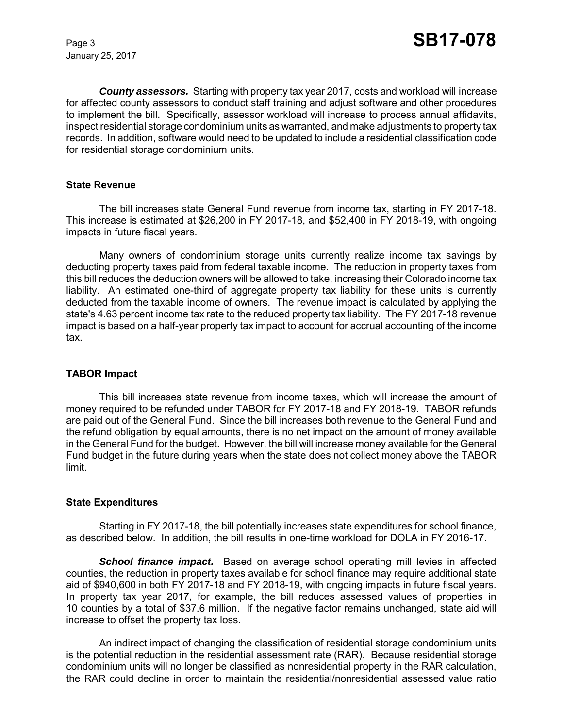***County assessors.*** Starting with property tax year 2017, costs and workload will increase for affected county assessors to conduct staff training and adjust software and other procedures to implement the bill. Specifically, assessor workload will increase to process annual affidavits, inspect residential storage condominium units as warranted, and make adjustments to property tax records. In addition, software would need to be updated to include a residential classification code for residential storage condominium units.

## State Revenue

The bill increases state General Fund revenue from income tax, starting in FY 2017-18. This increase is estimated at $26,200 in FY 2017-18, and $52,400 in FY 2018-19, with ongoing impacts in future fiscal years.

Many owners of condominium storage units currently realize income tax savings by deducting property taxes paid from federal taxable income. The reduction in property taxes from this bill reduces the deduction owners will be allowed to take, increasing their Colorado income tax liability. An estimated one-third of aggregate property tax liability for these units is currently deducted from the taxable income of owners. The revenue impact is calculated by applying the state's 4.63 percent income tax rate to the reduced property tax liability. The FY 2017-18 revenue impact is based on a half-year property tax impact to account for accrual accounting of the income tax.

## TABOR Impact

This bill increases state revenue from income taxes, which will increase the amount of money required to be refunded under TABOR for FY 2017-18 and FY 2018-19. TABOR refunds are paid out of the General Fund. Since the bill increases both revenue to the General Fund and the refund obligation by equal amounts, there is no net impact on the amount of money available in the General Fund for the budget. However, the bill will increase money available for the General Fund budget in the future during years when the state does not collect money above the TABOR limit.

## State Expenditures

Starting in FY 2017-18, the bill potentially increases state expenditures for school finance, as described below. In addition, the bill results in one-time workload for DOLA in FY 2016-17.

***School finance impact.*** Based on average school operating mill levies in affected counties, the reduction in property taxes available for school finance may require additional state aid of $940,600 in both FY 2017-18 and FY 2018-19, with ongoing impacts in future fiscal years. In property tax year 2017, for example, the bill reduces assessed values of properties in 10 counties by a total of $37.6 million. If the negative factor remains unchanged, state aid will increase to offset the property tax loss.

An indirect impact of changing the classification of residential storage condominium units is the potential reduction in the residential assessment rate (RAR). Because residential storage condominium units will no longer be classified as nonresidential property in the RAR calculation, the RAR could decline in order to maintain the residential/nonresidential assessed value ratio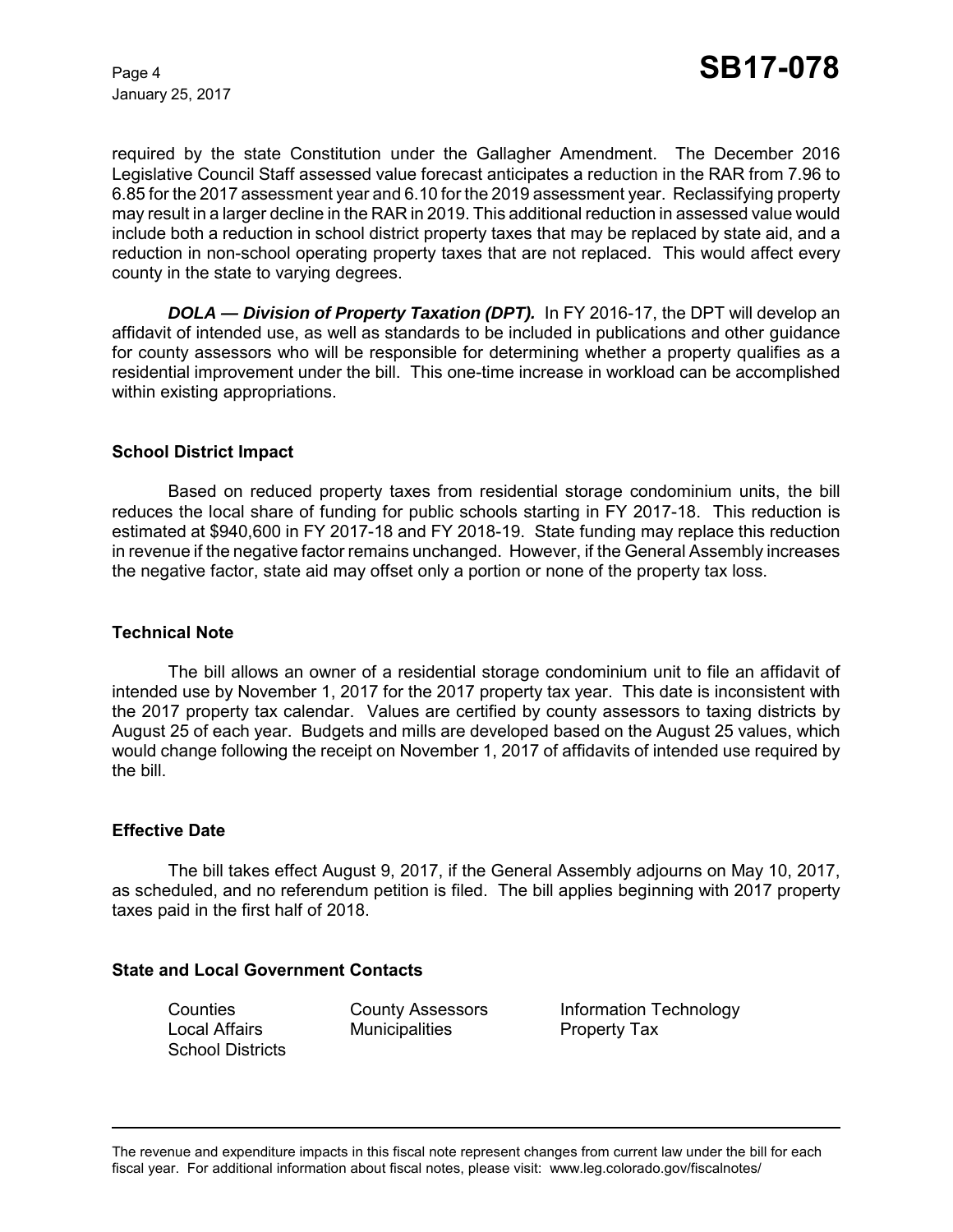required by the state Constitution under the Gallagher Amendment. The December 2016 Legislative Council Staff assessed value forecast anticipates a reduction in the RAR from 7.96 to 6.85 for the 2017 assessment year and 6.10 for the 2019 assessment year. Reclassifying property may result in a larger decline in the RAR in 2019. This additional reduction in assessed value would include both a reduction in school district property taxes that may be replaced by state aid, and a reduction in non-school operating property taxes that are not replaced. This would affect every county in the state to varying degrees.

***DOLA — Division of Property Taxation (DPT).*** In FY 2016-17, the DPT will develop an affidavit of intended use, as well as standards to be included in publications and other guidance for county assessors who will be responsible for determining whether a property qualifies as a residential improvement under the bill. This one-time increase in workload can be accomplished within existing appropriations.

## School District Impact

Based on reduced property taxes from residential storage condominium units, the bill reduces the local share of funding for public schools starting in FY 2017-18. This reduction is estimated at $940,600 in FY 2017-18 and FY 2018-19. State funding may replace this reduction in revenue if the negative factor remains unchanged. However, if the General Assembly increases the negative factor, state aid may offset only a portion or none of the property tax loss.

## Technical Note

The bill allows an owner of a residential storage condominium unit to file an affidavit of intended use by November 1, 2017 for the 2017 property tax year. This date is inconsistent with the 2017 property tax calendar. Values are certified by county assessors to taxing districts by August 25 of each year. Budgets and mills are developed based on the August 25 values, which would change following the receipt on November 1, 2017 of affidavits of intended use required by the bill.

## Effective Date

The bill takes effect August 9, 2017, if the General Assembly adjourns on May 10, 2017, as scheduled, and no referendum petition is filed. The bill applies beginning with 2017 property taxes paid in the first half of 2018.

## State and Local Government Contacts

| | | |
|---|---|---|
| Counties | County Assessors | Information Technology |
| Local Affairs | Municipalities | Property Tax |
| School Districts | | |

The revenue and expenditure impacts in this fiscal note represent changes from current law under the bill for each fiscal year. For additional information about fiscal notes, please visit: www.leg.colorado.gov/fiscalnotes/